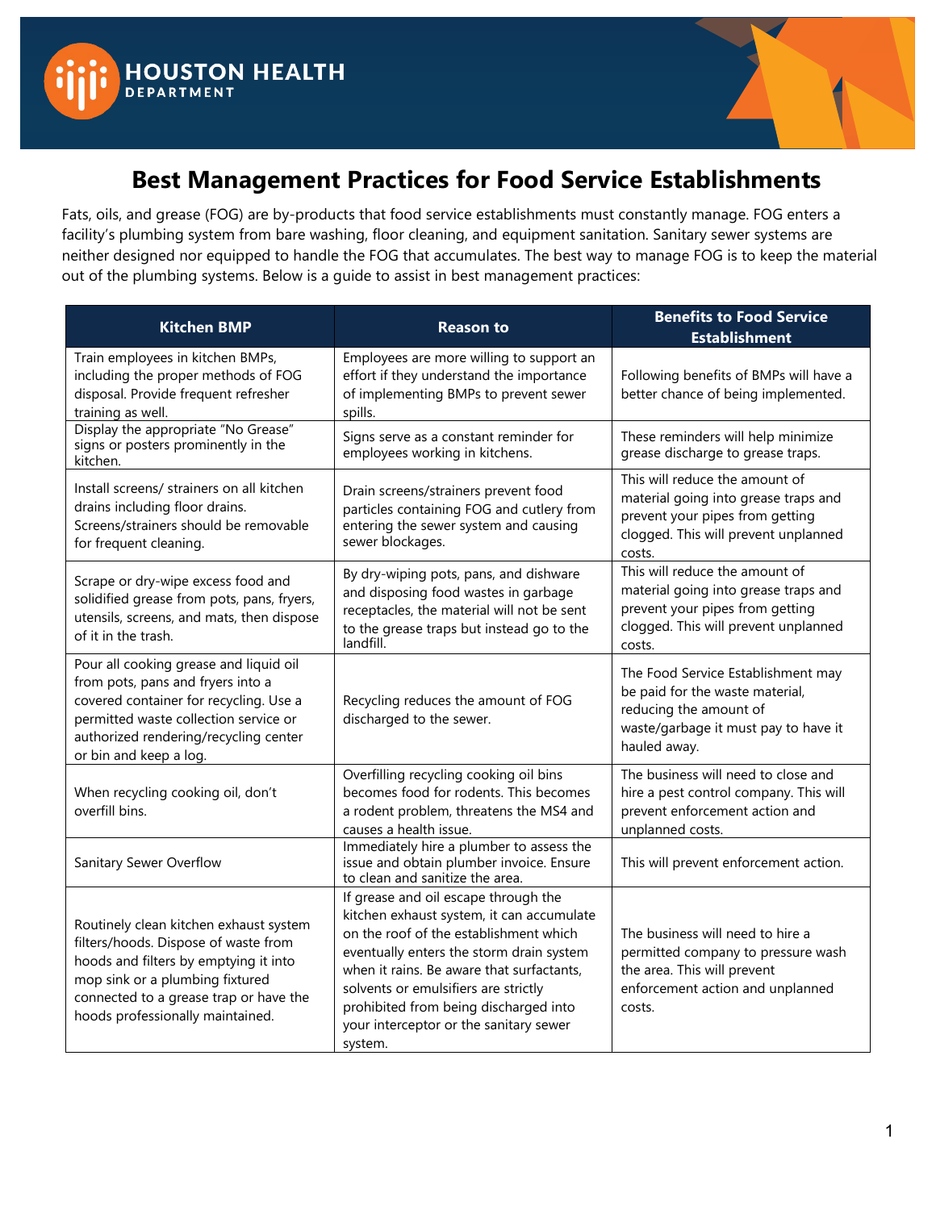HOUSTON HEALTH DEPARTMENT

# Best Management Practices for Food Service Establishments

Fats, oils, and grease (FOG) are by-products that food service establishments must constantly manage. FOG enters a facility's plumbing system from bare washing, floor cleaning, and equipment sanitation. Sanitary sewer systems are neither designed nor equipped to handle the FOG that accumulates. The best way to manage FOG is to keep the material out of the plumbing systems. Below is a guide to assist in best management practices:

| Kitchen BMP | Reason to | Benefits to Food Service Establishment |
|---|---|---|
| Train employees in kitchen BMPs, including the proper methods of FOG disposal. Provide frequent refresher training as well. | Employees are more willing to support an effort if they understand the importance of implementing BMPs to prevent sewer spills. | Following benefits of BMPs will have a better chance of being implemented. |
| Display the appropriate "No Grease" signs or posters prominently in the kitchen. | Signs serve as a constant reminder for employees working in kitchens. | These reminders will help minimize grease discharge to grease traps. |
| Install screens/ strainers on all kitchen drains including floor drains. Screens/strainers should be removable for frequent cleaning. | Drain screens/strainers prevent food particles containing FOG and cutlery from entering the sewer system and causing sewer blockages. | This will reduce the amount of material going into grease traps and prevent your pipes from getting clogged. This will prevent unplanned costs. |
| Scrape or dry-wipe excess food and solidified grease from pots, pans, fryers, utensils, screens, and mats, then dispose of it in the trash. | By dry-wiping pots, pans, and dishware and disposing food wastes in garbage receptacles, the material will not be sent to the grease traps but instead go to the landfill. | This will reduce the amount of material going into grease traps and prevent your pipes from getting clogged. This will prevent unplanned costs. |
| Pour all cooking grease and liquid oil from pots, pans and fryers into a covered container for recycling. Use a permitted waste collection service or authorized rendering/recycling center or bin and keep a log. | Recycling reduces the amount of FOG discharged to the sewer. | The Food Service Establishment may be paid for the waste material, reducing the amount of waste/garbage it must pay to have it hauled away. |
| When recycling cooking oil, don't overfill bins. | Overfilling recycling cooking oil bins becomes food for rodents. This becomes a rodent problem, threatens the MS4 and causes a health issue. | The business will need to close and hire a pest control company. This will prevent enforcement action and unplanned costs. |
| Sanitary Sewer Overflow | Immediately hire a plumber to assess the issue and obtain plumber invoice. Ensure to clean and sanitize the area. | This will prevent enforcement action. |
| Routinely clean kitchen exhaust system filters/hoods. Dispose of waste from hoods and filters by emptying it into mop sink or a plumbing fixtured connected to a grease trap or have the hoods professionally maintained. | If grease and oil escape through the kitchen exhaust system, it can accumulate on the roof of the establishment which eventually enters the storm drain system when it rains. Be aware that surfactants, solvents or emulsifiers are strictly prohibited from being discharged into your interceptor or the sanitary sewer system. | The business will need to hire a permitted company to pressure wash the area. This will prevent enforcement action and unplanned costs. |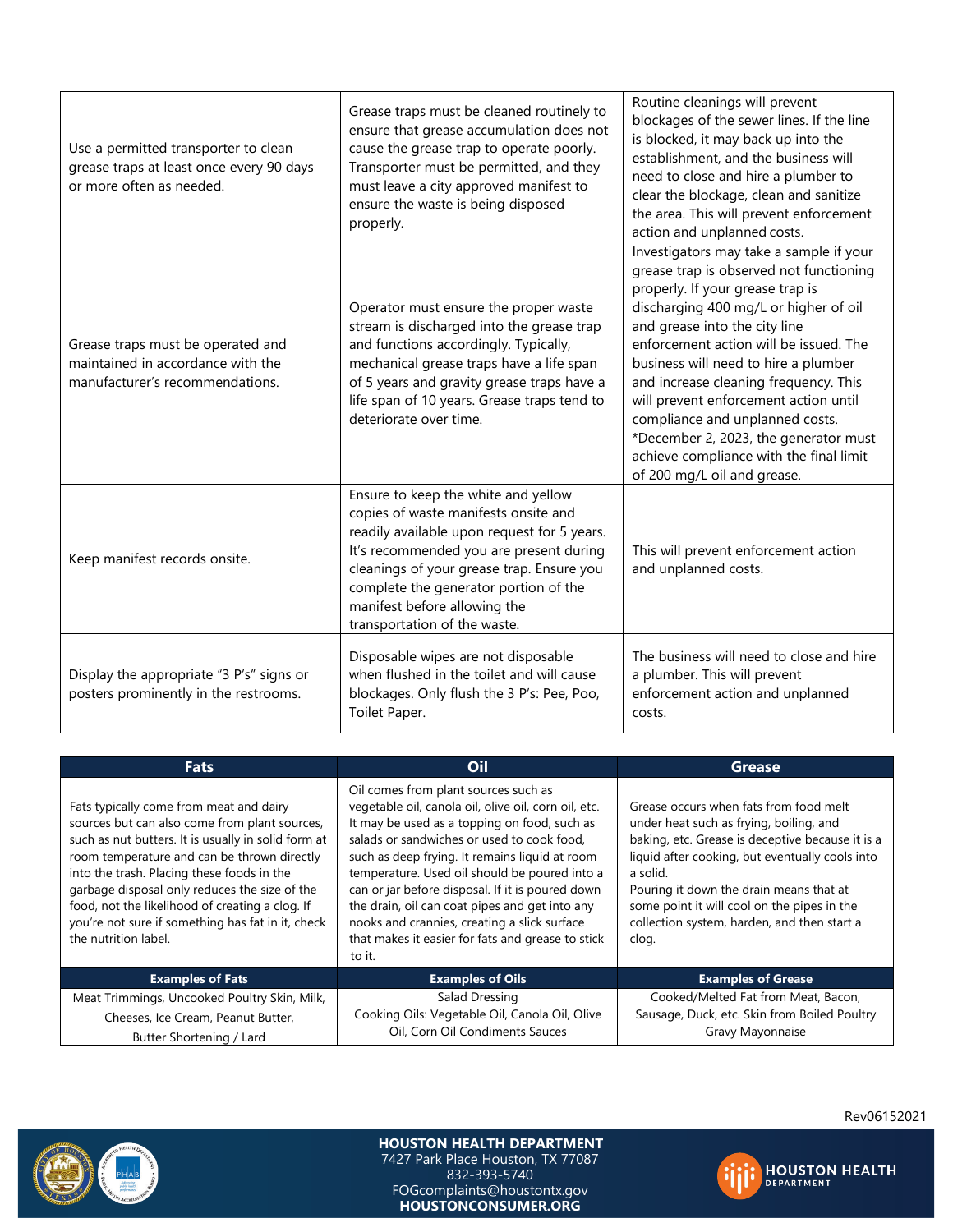| | | |
|---|---|---|
| Use a permitted transporter to clean grease traps at least once every 90 days or more often as needed. | Grease traps must be cleaned routinely to ensure that grease accumulation does not cause the grease trap to operate poorly. Transporter must be permitted, and they must leave a city approved manifest to ensure the waste is being disposed properly. | Routine cleanings will prevent blockages of the sewer lines. If the line is blocked, it may back up into the establishment, and the business will need to close and hire a plumber to clear the blockage, clean and sanitize the area. This will prevent enforcement action and unplanned costs. |
| Grease traps must be operated and maintained in accordance with the manufacturer's recommendations. | Operator must ensure the proper waste stream is discharged into the grease trap and functions accordingly. Typically, mechanical grease traps have a life span of 5 years and gravity grease traps have a life span of 10 years. Grease traps tend to deteriorate over time. | Investigators may take a sample if your grease trap is observed not functioning properly. If your grease trap is discharging 400 mg/L or higher of oil and grease into the city line enforcement action will be issued. The business will need to hire a plumber and increase cleaning frequency. This will prevent enforcement action until compliance and unplanned costs. *December 2, 2023, the generator must achieve compliance with the final limit of 200 mg/L oil and grease. |
| Keep manifest records onsite. | Ensure to keep the white and yellow copies of waste manifests onsite and readily available upon request for 5 years. It's recommended you are present during cleanings of your grease trap. Ensure you complete the generator portion of the manifest before allowing the transportation of the waste. | This will prevent enforcement action and unplanned costs. |
| Display the appropriate "3 P's" signs or posters prominently in the restrooms. | Disposable wipes are not disposable when flushed in the toilet and will cause blockages. Only flush the 3 P's: Pee, Poo, Toilet Paper. | The business will need to close and hire a plumber. This will prevent enforcement action and unplanned costs. |

| Fats | Oil | Grease |
|---|---|---|
| Fats typically come from meat and dairy sources but can also come from plant sources, such as nut butters. It is usually in solid form at room temperature and can be thrown directly into the trash. Placing these foods in the garbage disposal only reduces the size of the food, not the likelihood of creating a clog. If you're not sure if something has fat in it, check the nutrition label. | Oil comes from plant sources such as vegetable oil, canola oil, olive oil, corn oil, etc. It may be used as a topping on food, such as salads or sandwiches or used to cook food, such as deep frying. It remains liquid at room temperature. Used oil should be poured into a can or jar before disposal. If it is poured down the drain, oil can coat pipes and get into any nooks and crannies, creating a slick surface that makes it easier for fats and grease to stick to it. | Grease occurs when fats from food melt under heat such as frying, boiling, and baking, etc. Grease is deceptive because it is a liquid after cooking, but eventually cools into a solid. Pouring it down the drain means that at some point it will cool on the pipes in the collection system, harden, and then start a clog. |
| **Examples of Fats** | **Examples of Oils** | **Examples of Grease** |
| Meat Trimmings, Uncooked Poultry Skin, Milk, Cheeses, Ice Cream, Peanut Butter, Butter Shortening / Lard | Salad Dressing Cooking Oils: Vegetable Oil, Canola Oil, Olive Oil, Corn Oil Condiments Sauces | Cooked/Melted Fat from Meat, Bacon, Sausage, Duck, etc. Skin from Boiled Poultry Gravy Mayonnaise |

Rev06152021

**HOUSTON HEALTH DEPARTMENT**
7427 Park Place Houston, TX 77087
832-393-5740
FOGcomplaints@houstontx.gov
**HOUSTONCONSUMER.ORG**